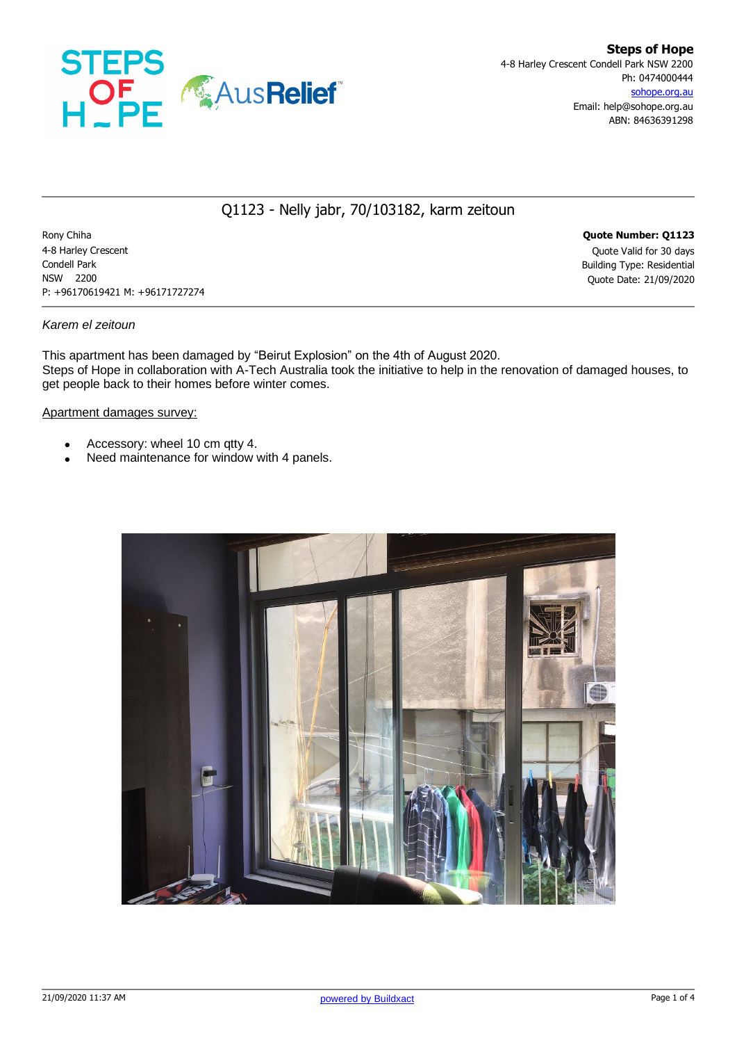**Steps of Hope**
4-8 Harley Crescent Condell Park NSW 2200
Ph: 0474000444
sohope.org.au
Email: help@sohope.org.au
ABN: 84636391298

# Q1123 - Nelly jabr, 70/103182, karm zeitoun

Rony Chiha
4-8 Harley Crescent
Condell Park
NSW 2200
P: +96170619421 M: +96171727274

**Quote Number: Q1123**
Quote Valid for 30 days
Building Type: Residential
Quote Date: 21/09/2020

*Karem el zeitoun*

This apartment has been damaged by "Beirut Explosion" on the 4th of August 2020.
Steps of Hope in collaboration with A-Tech Australia took the initiative to help in the renovation of damaged houses, to get people back to their homes before winter comes.

Apartment damages survey:

- Accessory: wheel 10 cm qtty 4.
- Need maintenance for window with 4 panels.

21/09/2020 11:37 AM

powered by Buildxact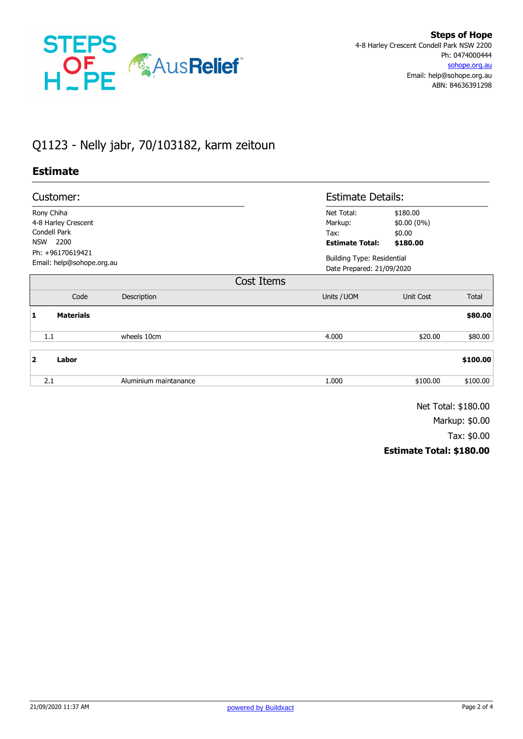**Steps of Hope**
4-8 Harley Crescent Condell Park NSW 2200
Ph: 0474000444
sohope.org.au
Email: help@sohope.org.au
ABN: 84636391298

# Q1123 - Nelly jabr, 70/103182, karm zeitoun

## Estimate

### Customer:

Rony Chiha
4-8 Harley Crescent
Condell Park
NSW 2200
Ph: +96170619421
Email: help@sohope.org.au

### Estimate Details:

| | |
|---|---|
| Net Total: | $180.00 |
| Markup: | $0.00 (0%) |
| Tax: | $0.00 |
| **Estimate Total:** | **$180.00** |

Building Type: Residential
Date Prepared: 21/09/2020

### Cost Items

| | Code | Description | Units / UOM | Unit Cost | Total |
|---|---|---|---|---|---|
| **1** | **Materials** | | | | **$80.00** |
| 1.1 | | wheels 10cm | 4.000 | $20.00 | $80.00 |
| **2** | **Labor** | | | | **$100.00** |
| 2.1 | | Aluminium maintanance | 1.000 | $100.00 | $100.00 |

Net Total: $180.00
Markup: $0.00
Tax: $0.00
**Estimate Total: $180.00**

21/09/2020 11:37 AM — powered by Buildxact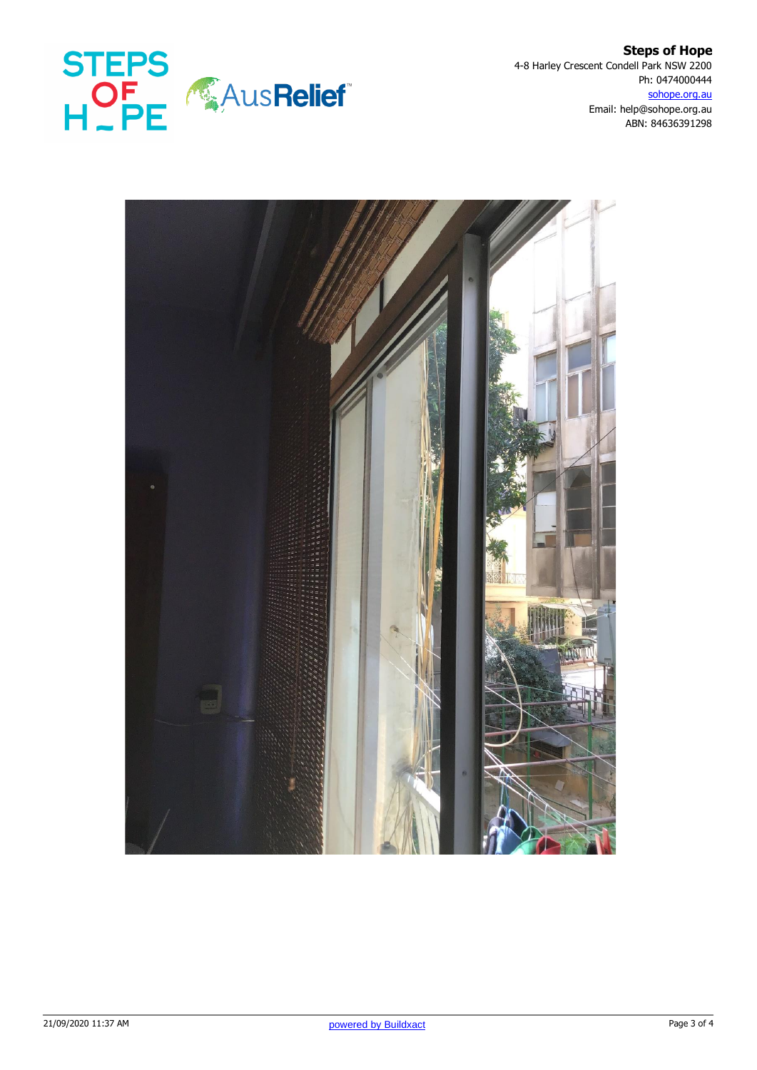**Steps of Hope**
4-8 Harley Crescent Condell Park NSW 2200
Ph: 0474000444
sohope.org.au
Email: help@sohope.org.au
ABN: 84636391298